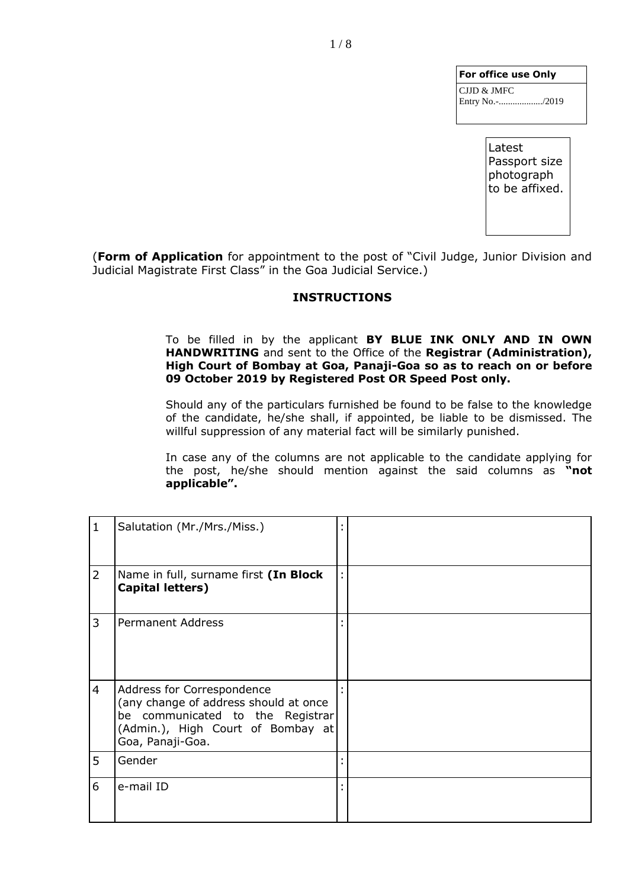| **For office use Only** |
|---|
| CJJD & JMFC<br>Entry No.-................../2019 |

Latest Passport size photograph to be affixed.

(**Form of Application** for appointment to the post of "Civil Judge, Junior Division and Judicial Magistrate First Class" in the Goa Judicial Service.)

## INSTRUCTIONS

To be filled in by the applicant **BY BLUE INK ONLY AND IN OWN HANDWRITING** and sent to the Office of the **Registrar (Administration), High Court of Bombay at Goa, Panaji-Goa so as to reach on or before 09 October 2019 by Registered Post OR Speed Post only.**

Should any of the particulars furnished be found to be false to the knowledge of the candidate, he/she shall, if appointed, be liable to be dismissed. The willful suppression of any material fact will be similarly punished.

In case any of the columns are not applicable to the candidate applying for the post, he/she should mention against the said columns as **"not applicable".**

| | | | |
|---|---|---|---|
| 1 | Salutation (Mr./Mrs./Miss.) | : | |
| 2 | Name in full, surname first **(In Block Capital letters)** | : | |
| 3 | Permanent Address | : | |
| 4 | Address for Correspondence (any change of address should at once be communicated to the Registrar (Admin.), High Court of Bombay at Goa, Panaji-Goa. | : | |
| 5 | Gender | : | |
| 6 | e-mail ID | : | |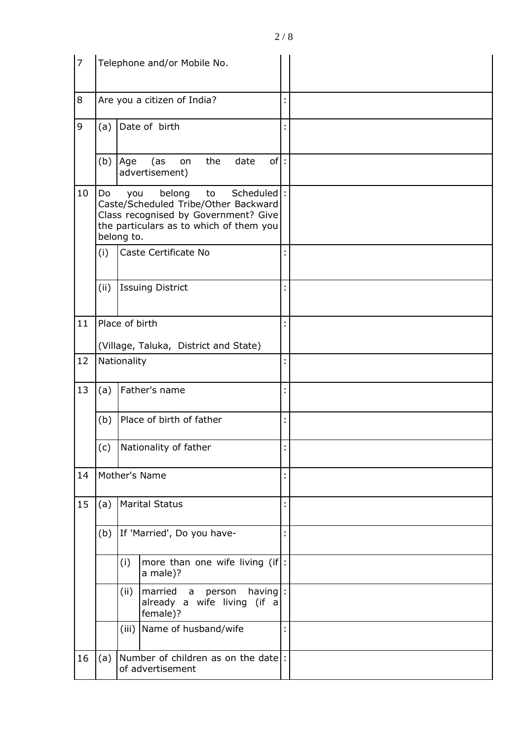| | | | | | |
|---|---|---|---|---|---|
| 7 | Telephone and/or Mobile No. | | | | |
| 8 | Are you a citizen of India? | | | : | |
| 9 | (a) | Date of birth | | : | |
| | (b) | Age (as on the date of advertisement) | | : | |
| 10 | Do you belong to Scheduled Caste/Scheduled Tribe/Other Backward Class recognised by Government? Give the particulars as to which of them you belong to. | | | : | |
| | (i) | Caste Certificate No | | : | |
| | (ii) | Issuing District | | : | |
| 11 | Place of birth<br><br>(Village, Taluka, District and State) | | | : | |
| 12 | Nationality | | | : | |
| 13 | (a) | Father's name | | : | |
| | (b) | Place of birth of father | | : | |
| | (c) | Nationality of father | | : | |
| 14 | Mother's Name | | | : | |
| 15 | (a) | Marital Status | | : | |
| | (b) | If 'Married', Do you have- | | : | |
| | | (i) | more than one wife living (if a male)? | : | |
| | | (ii) | married a person having already a wife living (if a female)? | : | |
| | | (iii) | Name of husband/wife | : | |
| 16 | (a) | Number of children as on the date of advertisement | | : | |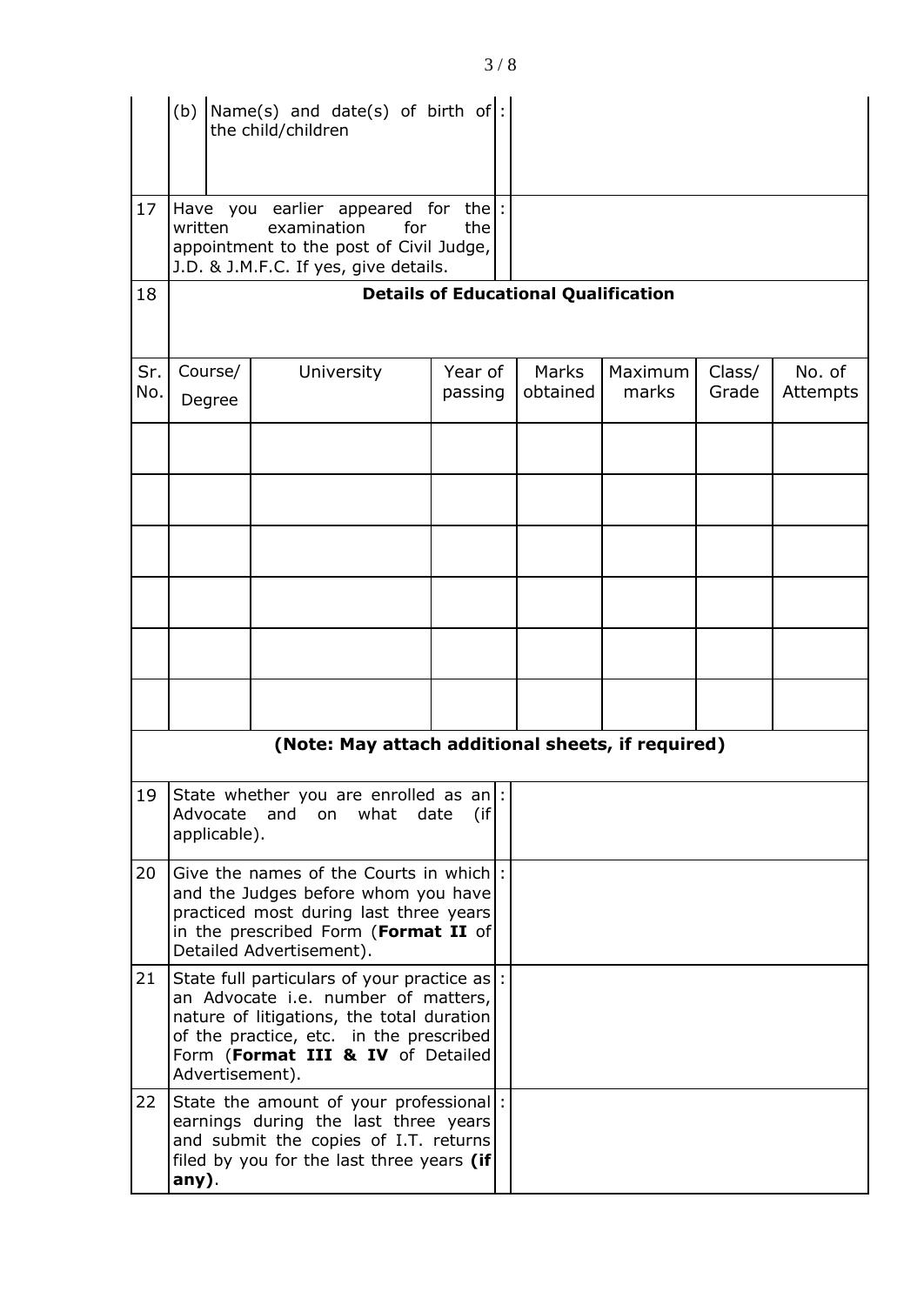| | | | |
|---|---|---|---|
| | (b) Name(s) and date(s) of birth of the child/children | : | |
| 17 | Have you earlier appeared for the written examination for the appointment to the post of Civil Judge, J.D. & J.M.F.C. If yes, give details. | : | |

**18 Details of Educational Qualification**

| Sr. No. | Course/ Degree | University | Year of passing | Marks obtained | Maximum marks | Class/ Grade | No. of Attempts |
|---|---|---|---|---|---|---|---|
| | | | | | | | |
| | | | | | | | |
| | | | | | | | |
| | | | | | | | |
| | | | | | | | |
| | | | | | | | |

**(Note: May attach additional sheets, if required)**

| | | | |
|---|---|---|---|
| 19 | State whether you are enrolled as an Advocate and on what date (if applicable). | : | |
| 20 | Give the names of the Courts in which and the Judges before whom you have practiced most during last three years in the prescribed Form (**Format II** of Detailed Advertisement). | : | |
| 21 | State full particulars of your practice as an Advocate i.e. number of matters, nature of litigations, the total duration of the practice, etc. in the prescribed Form (**Format III & IV** of Detailed Advertisement). | : | |
| 22 | State the amount of your professional earnings during the last three years and submit the copies of I.T. returns filed by you for the last three years **(if any)**. | : | |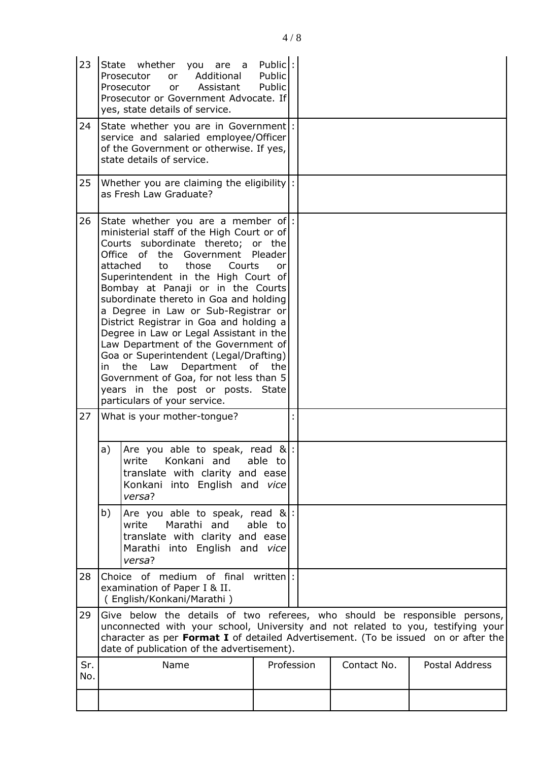| | | | |
|---|---|---|---|
| 23 | State whether you are a Public Prosecutor or Additional Public Prosecutor or Assistant Public Prosecutor or Government Advocate. If yes, state details of service. | : | |
| 24 | State whether you are in Government service and salaried employee/Officer of the Government or otherwise. If yes, state details of service. | : | |
| 25 | Whether you are claiming the eligibility as Fresh Law Graduate? | : | |
| 26 | State whether you are a member of ministerial staff of the High Court or of Courts subordinate thereto; or the Office of the Government Pleader attached to those Courts or Superintendent in the High Court of Bombay at Panaji or in the Courts subordinate thereto in Goa and holding a Degree in Law or Sub-Registrar or District Registrar in Goa and holding a Degree in Law or Legal Assistant in the Law Department of the Government of Goa or Superintendent (Legal/Drafting) in the Law Department of the Government of Goa, for not less than 5 years in the post or posts. State particulars of your service. | : | |
| 27 | What is your mother-tongue? | : | |
| | a) Are you able to speak, read & write Konkani and able to translate with clarity and ease Konkani into English and *vice versa*? | : | |
| | b) Are you able to speak, read & write Marathi and able to translate with clarity and ease Marathi into English and *vice versa*? | : | |
| 28 | Choice of medium of final written examination of Paper I & II. ( English/Konkani/Marathi ) | : | |

29 Give below the details of two referees, who should be responsible persons, unconnected with your school, University and not related to you, testifying your character as per **Format I** of detailed Advertisement. (To be issued on or after the date of publication of the advertisement).

| Sr. No. | Name | Profession | Contact No. | Postal Address |
|---|---|---|---|---|
| | | | | |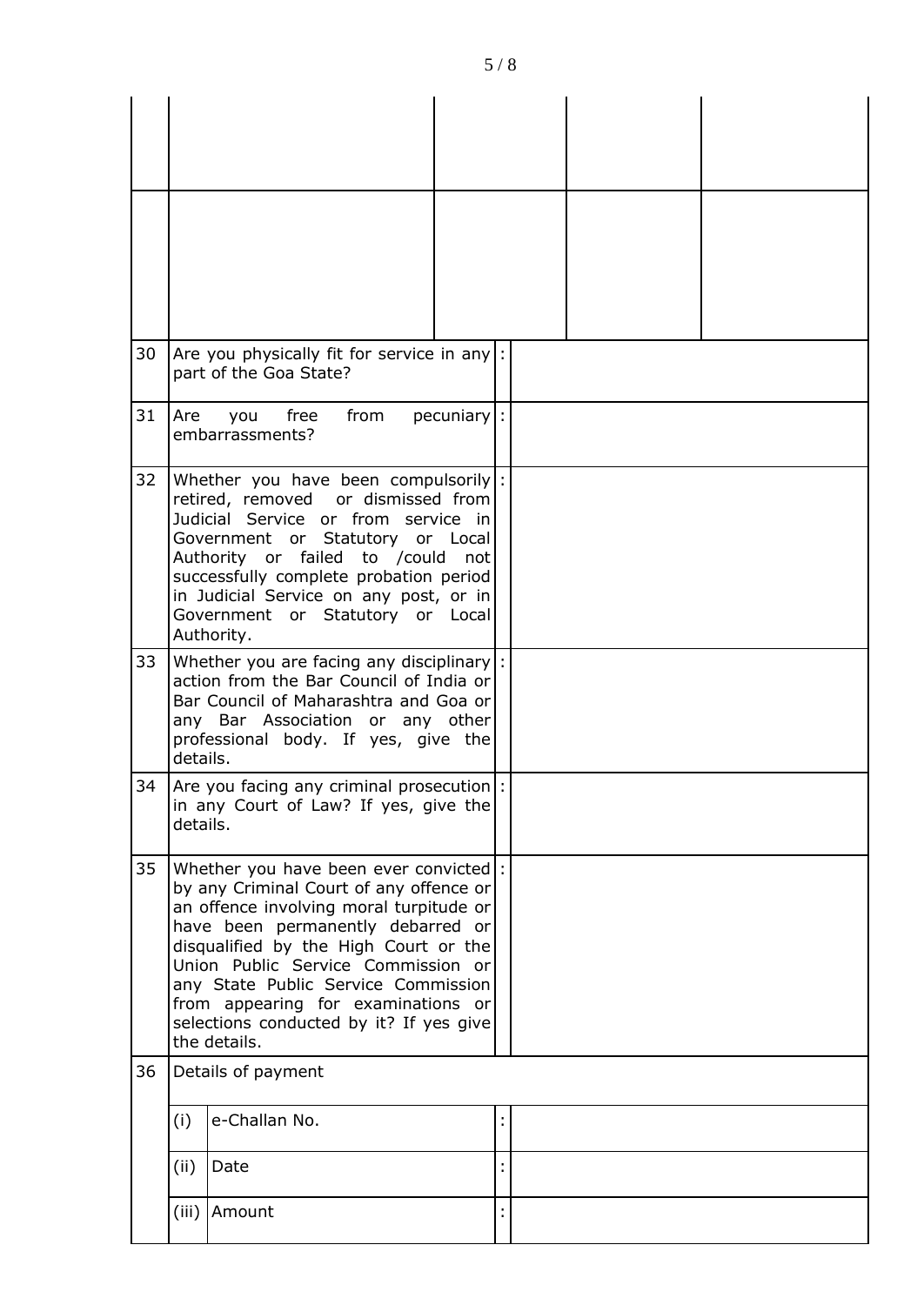| | | | | |
|---|---|---|---|---|
| | | | | |
| | | | | |

| | | | |
|---|---|---|---|
| 30 | Are you physically fit for service in any part of the Goa State? | : | |
| 31 | Are you free from pecuniary embarrassments? | : | |
| 32 | Whether you have been compulsorily retired, removed or dismissed from Judicial Service or from service in Government or Statutory or Local Authority or failed to /could not successfully complete probation period in Judicial Service on any post, or in Government or Statutory or Local Authority. | : | |
| 33 | Whether you are facing any disciplinary action from the Bar Council of India or Bar Council of Maharashtra and Goa or any Bar Association or any other professional body. If yes, give the details. | : | |
| 34 | Are you facing any criminal prosecution in any Court of Law? If yes, give the details. | : | |
| 35 | Whether you have been ever convicted by any Criminal Court of any offence or an offence involving moral turpitude or have been permanently debarred or disqualified by the High Court or the Union Public Service Commission or any State Public Service Commission from appearing for examinations or selections conducted by it? If yes give the details. | : | |
| 36 | Details of payment | | |
| | (i) e-Challan No. | : | |
| | (ii) Date | : | |
| | (iii) Amount | : | |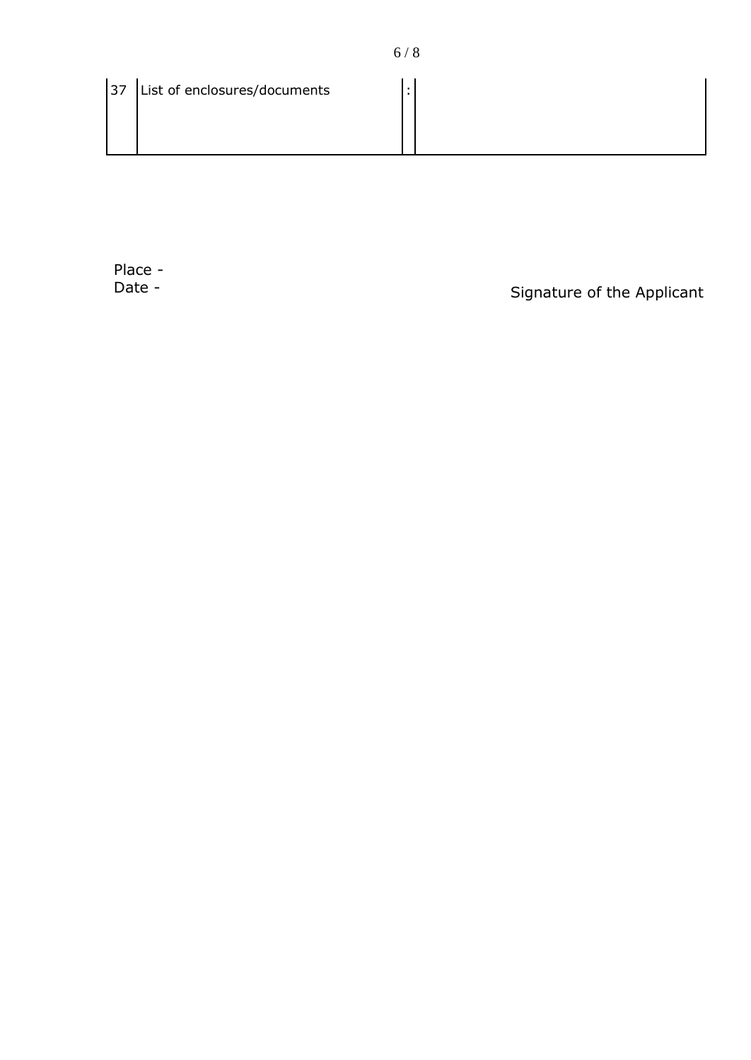| 37 | List of enclosures/documents | : | |
|---|---|---|---|

Place -
Date -

Signature of the Applicant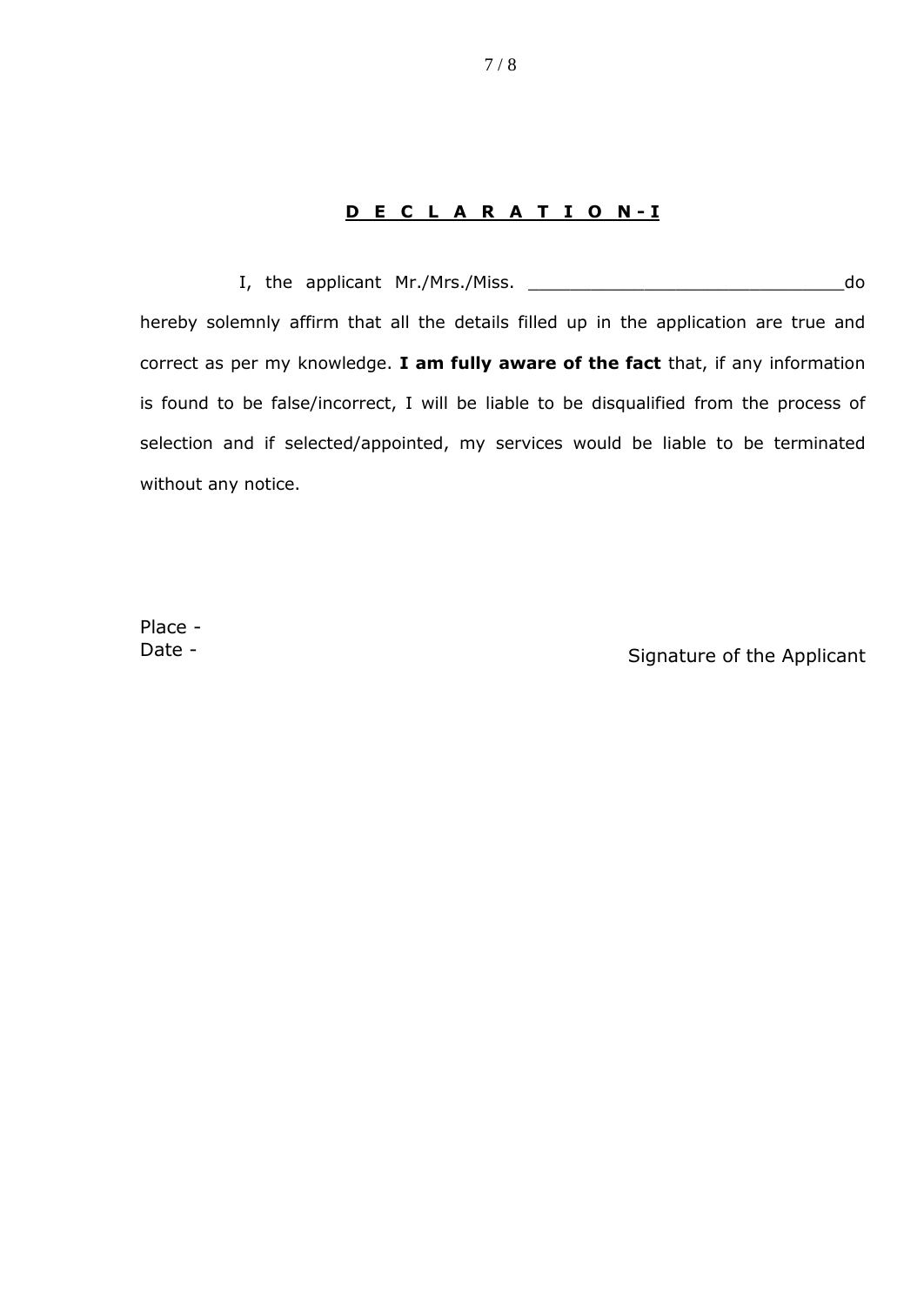## DECLARATION-I

I, the applicant Mr./Mrs./Miss. ______________________________do hereby solemnly affirm that all the details filled up in the application are true and correct as per my knowledge. **I am fully aware of the fact** that, if any information is found to be false/incorrect, I will be liable to be disqualified from the process of selection and if selected/appointed, my services would be liable to be terminated without any notice.

Place -

Date -

Signature of the Applicant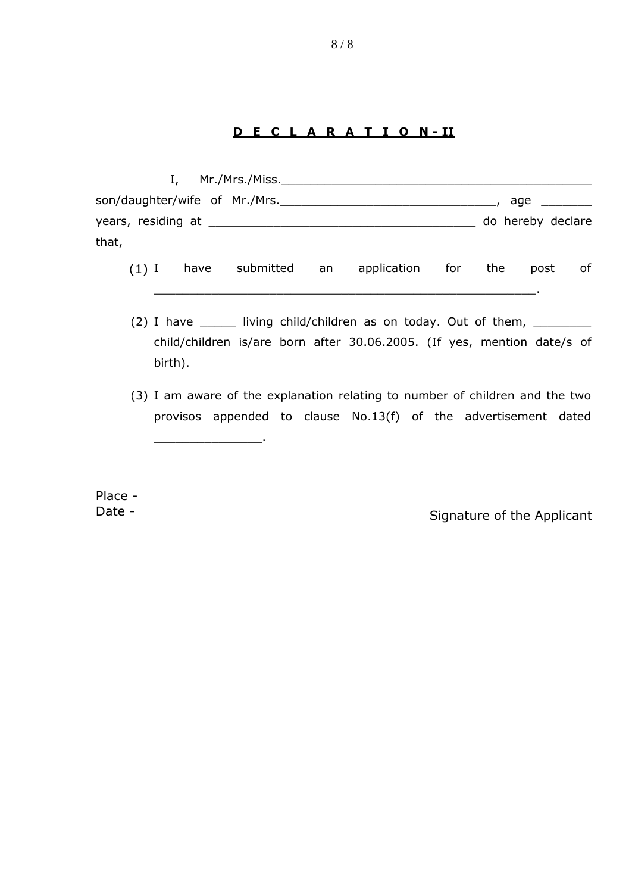## **DECLARATION-II**

I, Mr./Mrs./Miss.____________________________________________ son/daughter/wife of Mr./Mrs.______________________________, age _______ years, residing at ______________________________________ do hereby declare that,

(1) I have submitted an application for the post of _____________________________________________________.

(2) I have _____ living child/children as on today. Out of them, ________ child/children is/are born after 30.06.2005. (If yes, mention date/s of birth).

(3) I am aware of the explanation relating to number of children and the two provisos appended to clause No.13(f) of the advertisement dated _______________.

Place -
Date -

Signature of the Applicant